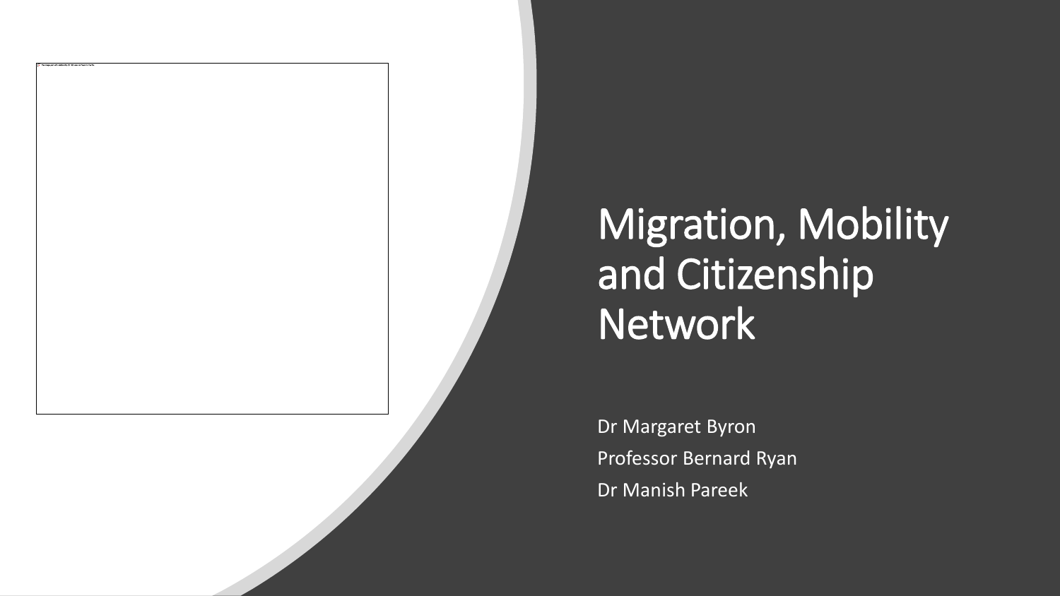# Migration, Mobility and Citizenship Network

Dr Margaret Byron

Professor Bernard Ryan

Dr Manish Pareek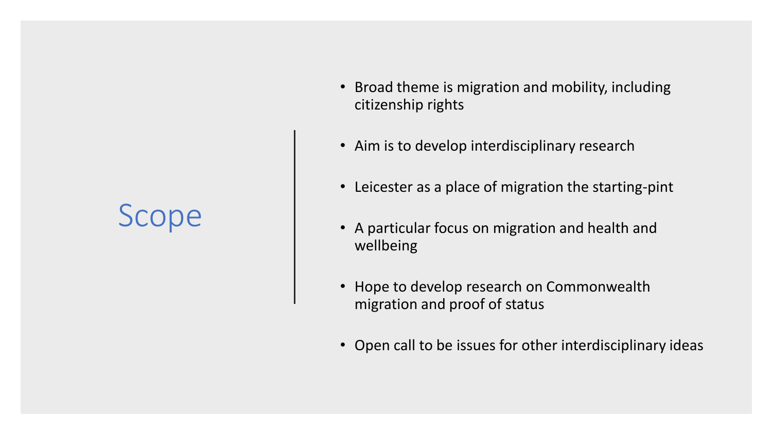# Scope

- Broad theme is migration and mobility, including citizenship rights
- Aim is to develop interdisciplinary research
- Leicester as a place of migration the starting-pint
- A particular focus on migration and health and wellbeing
- Hope to develop research on Commonwealth migration and proof of status
- Open call to be issues for other interdisciplinary ideas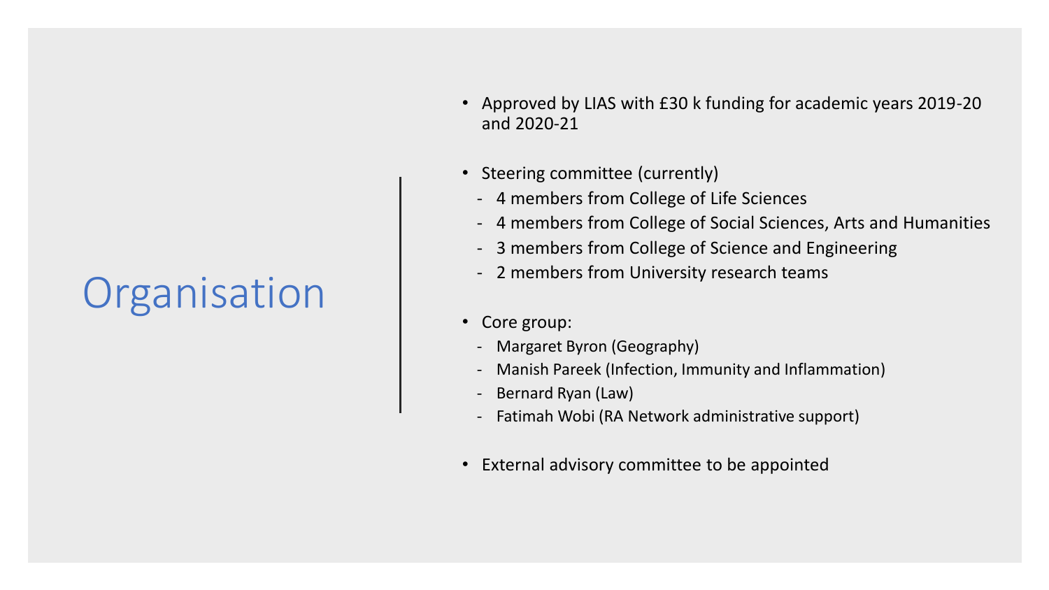# Organisation

- Approved by LIAS with £30 k funding for academic years 2019-20 and 2020-21

- Steering committee (currently)
  - 4 members from College of Life Sciences
  - 4 members from College of Social Sciences, Arts and Humanities
  - 3 members from College of Science and Engineering
  - 2 members from University research teams

- Core group:
  - Margaret Byron (Geography)
  - Manish Pareek (Infection, Immunity and Inflammation)
  - Bernard Ryan (Law)
  - Fatimah Wobi (RA Network administrative support)

- External advisory committee to be appointed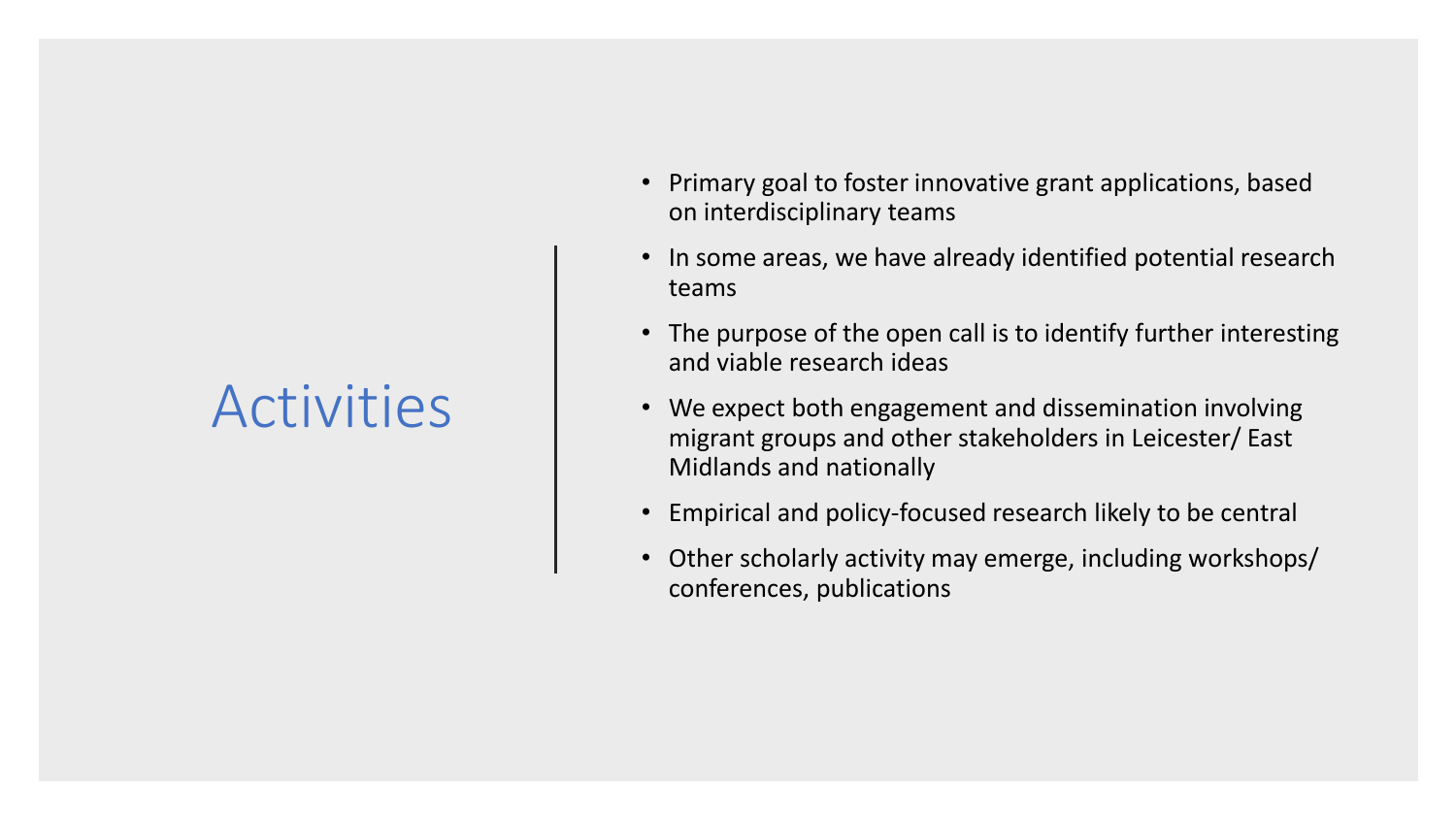# Activities

- Primary goal to foster innovative grant applications, based on interdisciplinary teams
- In some areas, we have already identified potential research teams
- The purpose of the open call is to identify further interesting and viable research ideas
- We expect both engagement and dissemination involving migrant groups and other stakeholders in Leicester/ East Midlands and nationally
- Empirical and policy-focused research likely to be central
- Other scholarly activity may emerge, including workshops/ conferences, publications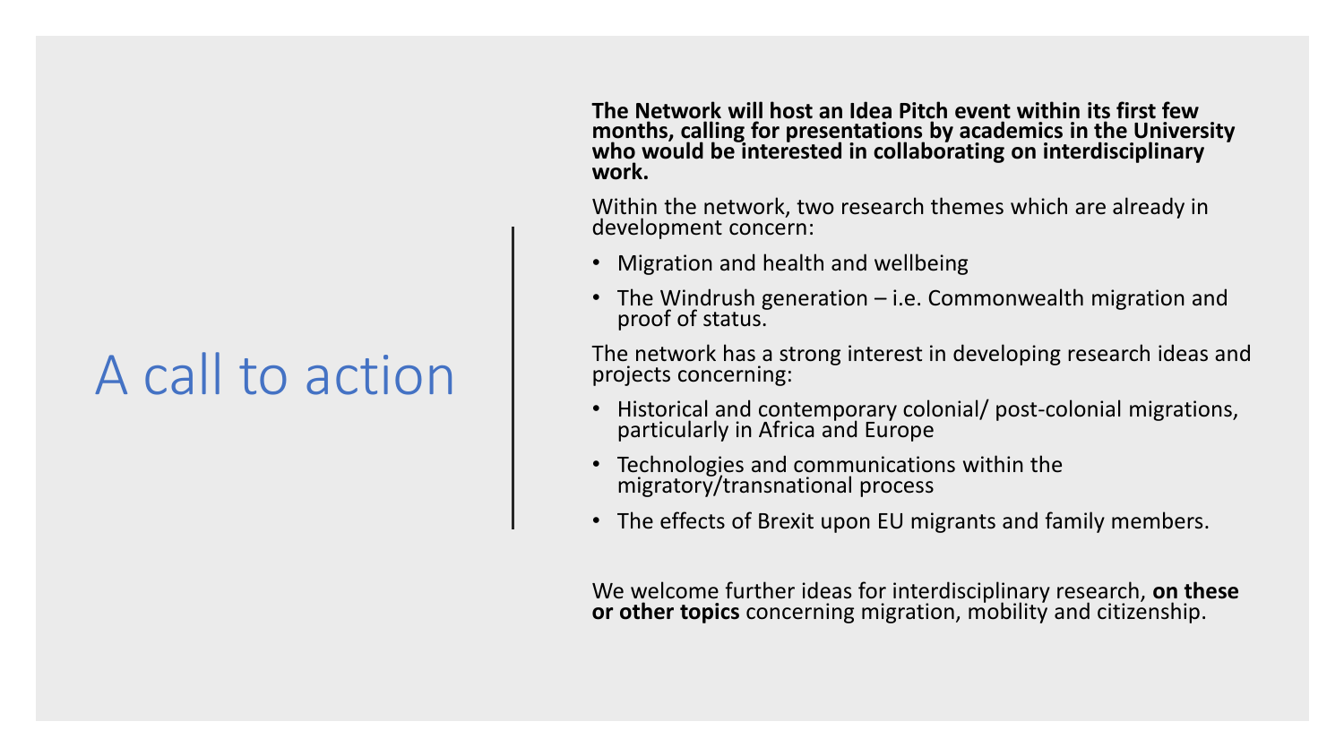# A call to action

**The Network will host an Idea Pitch event within its first few months, calling for presentations by academics in the University who would be interested in collaborating on interdisciplinary work.**

Within the network, two research themes which are already in development concern:

- Migration and health and wellbeing
- The Windrush generation – i.e. Commonwealth migration and proof of status.

The network has a strong interest in developing research ideas and projects concerning:

- Historical and contemporary colonial/ post-colonial migrations, particularly in Africa and Europe
- Technologies and communications within the migratory/transnational process
- The effects of Brexit upon EU migrants and family members.

We welcome further ideas for interdisciplinary research, **on these or other topics** concerning migration, mobility and citizenship.